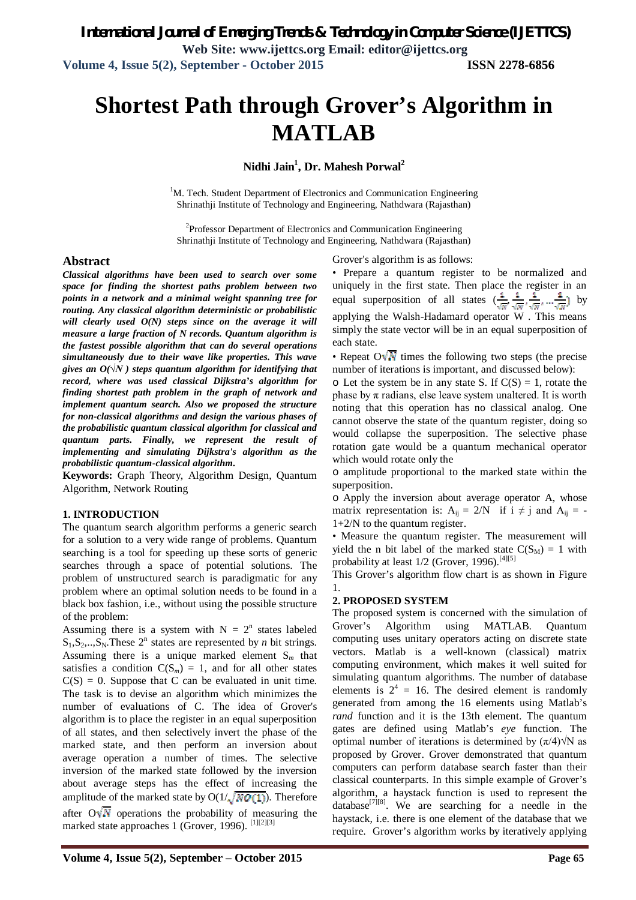# Shortest Path through Grover's Algorithm in MATLAB

**Nidhi Jain[1], Dr. Mahesh Porwal[2]**

[1]M. Tech. Student Department of Electronics and Communication Engineering
Shrinathji Institute of Technology and Engineering, Nathdwara (Rajasthan)

[2]Professor Department of Electronics and Communication Engineering
Shrinathji Institute of Technology and Engineering, Nathdwara (Rajasthan)

## Abstract

***Classical algorithms have been used to search over some space for finding the shortest paths problem between two points in a network and a minimal weight spanning tree for routing. Any classical algorithm deterministic or probabilistic will clearly used O(N) steps since on the average it will measure a large fraction of N records. Quantum algorithm is the fastest possible algorithm that can do several operations simultaneously due to their wave like properties. This wave gives an O(√N ) steps quantum algorithm for identifying that record, where was used classical Dijkstra's algorithm for finding shortest path problem in the graph of network and implement quantum search. Also we proposed the structure for non-classical algorithms and design the various phases of the probabilistic quantum classical algorithm for classical and quantum parts. Finally, we represent the result of implementing and simulating Dijkstra's algorithm as the probabilistic quantum-classical algorithm.***

**Keywords:** Graph Theory, Algorithm Design, Quantum Algorithm, Network Routing

### 1. INTRODUCTION

The quantum search algorithm performs a generic search for a solution to a very wide range of problems. Quantum searching is a tool for speeding up these sorts of generic searches through a space of potential solutions. The problem of unstructured search is paradigmatic for any problem where an optimal solution needs to be found in a black box fashion, i.e., without using the possible structure of the problem:

Assuming there is a system with $N = 2^n$ states labeled $S_1, S_2, .., S_N$. These $2^n$ states are represented by *n* bit strings. Assuming there is a unique marked element $S_m$ that satisfies a condition $C(S_m) = 1$, and for all other states $C(S) = 0$. Suppose that C can be evaluated in unit time. The task is to devise an algorithm which minimizes the number of evaluations of C. The idea of Grover's algorithm is to place the register in an equal superposition of all states, and then selectively invert the phase of the marked state, and then perform an inversion about average operation a number of times. The selective inversion of the marked state followed by the inversion about average steps has the effect of increasing the amplitude of the marked state by $O(1/\sqrt{NO(1)})$. Therefore after $O\sqrt{N}$ operations the probability of measuring the marked state approaches 1 (Grover, 1996). [1][2][3]

Grover's algorithm is as follows:

- Prepare a quantum register to be normalized and uniquely in the first state. Then place the register in an equal superposition of all states $(\frac{1}{\sqrt{N}}, \frac{1}{\sqrt{N}}, \frac{1}{\sqrt{N}}, \dots \frac{1}{\sqrt{N}})$ by applying the Walsh-Hadamard operator W . This means simply the state vector will be in an equal superposition of each state.
- Repeat $O\sqrt{N}$ times the following two steps (the precise number of iterations is important, and discussed below):
  - o Let the system be in any state S. If $C(S) = 1$, rotate the phase by π radians, else leave system unaltered. It is worth noting that this operation has no classical analog. One cannot observe the state of the quantum register, doing so would collapse the superposition. The selective phase rotation gate would be a quantum mechanical operator which would rotate only the
  - o amplitude proportional to the marked state within the superposition.
  - o Apply the inversion about average operator A, whose matrix representation is: $A_{ij} = 2/N$ if $i \neq j$ and $A_{ij} = -1+2/N$ to the quantum register.
- Measure the quantum register. The measurement will yield the n bit label of the marked state $C(S_M) = 1$ with probability at least 1/2 (Grover, 1996).[4][5]

This Grover's algorithm flow chart is as shown in Figure 1.

### 2. PROPOSED SYSTEM

The proposed system is concerned with the simulation of Grover's Algorithm using MATLAB. Quantum computing uses unitary operators acting on discrete state vectors. Matlab is a well-known (classical) matrix computing environment, which makes it well suited for simulating quantum algorithms. The number of database elements is $2^4 = 16$. The desired element is randomly generated from among the 16 elements using Matlab's *rand* function and it is the 13th element. The quantum gates are defined using Matlab's *eye* function. The optimal number of iterations is determined by $(\pi/4)\sqrt{N}$ as proposed by Grover. Grover demonstrated that quantum computers can perform database search faster than their classical counterparts. In this simple example of Grover's algorithm, a haystack function is used to represent the database[7][8]. We are searching for a needle in the haystack, i.e. there is one element of the database that we require. Grover's algorithm works by iteratively applying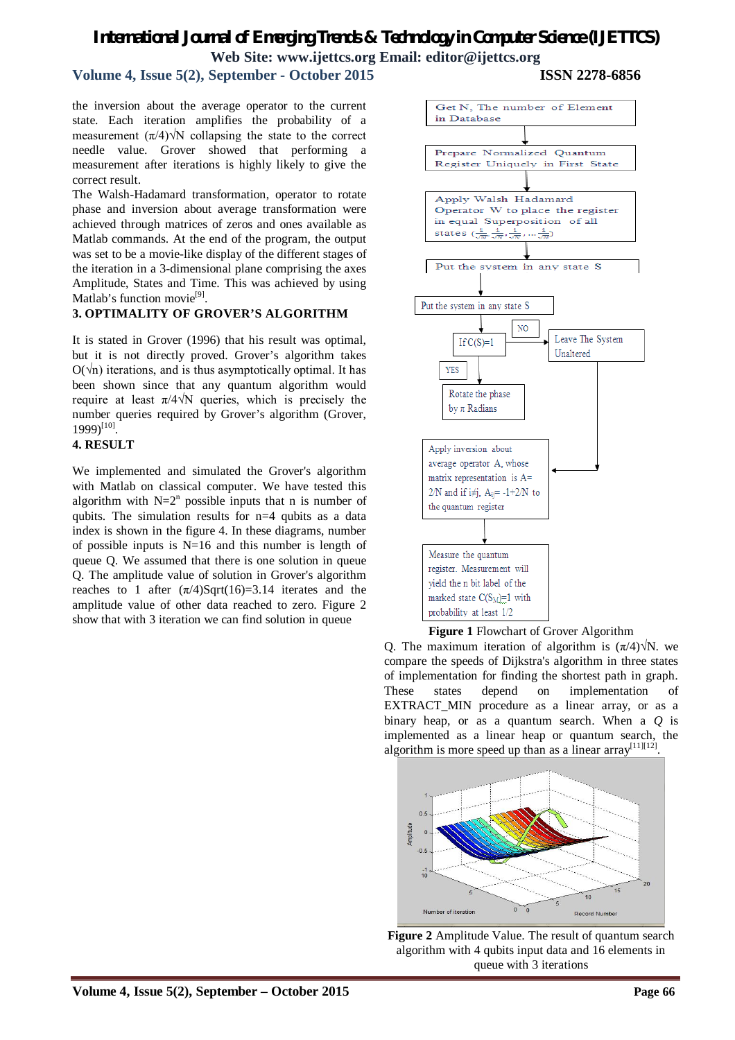the inversion about the average operator to the current state. Each iteration amplifies the probability of a measurement $(\pi/4)\sqrt{N}$ collapsing the state to the correct needle value. Grover showed that performing a measurement after iterations is highly likely to give the correct result.

The Walsh-Hadamard transformation, operator to rotate phase and inversion about average transformation were achieved through matrices of zeros and ones available as Matlab commands. At the end of the program, the output was set to be a movie-like display of the different stages of the iteration in a 3-dimensional plane comprising the axes Amplitude, States and Time. This was achieved by using Matlab's function movie[9].

## 3. OPTIMALITY OF GROVER'S ALGORITHM

It is stated in Grover (1996) that his result was optimal, but it is not directly proved. Grover's algorithm takes $O(\sqrt{n})$ iterations, and is thus asymptotically optimal. It has been shown since that any quantum algorithm would require at least $\pi/4\sqrt{N}$ queries, which is precisely the number queries required by Grover's algorithm (Grover, 1999)[10].

## 4. RESULT

We implemented and simulated the Grover's algorithm with Matlab on classical computer. We have tested this algorithm with $N=2^n$ possible inputs that n is number of qubits. The simulation results for n=4 qubits as a data index is shown in the figure 4. In these diagrams, number of possible inputs is N=16 and this number is length of queue Q. We assumed that there is one solution in queue Q. The amplitude value of solution in Grover's algorithm reaches to 1 after $(\pi/4)\text{Sqrt}(16)=3.14$ iterates and the amplitude value of other data reached to zero. Figure 2 show that with 3 iteration we can find solution in queue Q. The maximum iteration of algorithm is $(\pi/4)\sqrt{N}$. we compare the speeds of Dijkstra's algorithm in three states of implementation for finding the shortest path in graph. These states depend on implementation of EXTRACT_MIN procedure as a linear array, or as a binary heap, or as a quantum search. When a *Q* is implemented as a linear heap or quantum search, the algorithm is more speed up than as a linear array[11][12].

Get N, The number of Element in Database

Prepare Normalized Quantum Register Uniquely in First State

Apply Walsh Hadamard Operator W to place the register in equal Superposition of all states $(\frac{1}{\sqrt{N}}, \frac{1}{\sqrt{N}}, \frac{1}{\sqrt{N}}, \ldots \frac{1}{\sqrt{N}})$

Put the system in any state S

Put the system in any state S

If C(S)=1

NO

Leave The System Unaltered

YES

Rotate the phase by $\pi$ Radians

Apply inversion about average operator A, whose matrix representation is A= 2/N and if i≠j, $A_{ij}= -1+2/N$ to the quantum register

Measure the quantum register. Measurement will yield the n bit label of the marked state $C(S_M)=1$ with probability at least 1/2

**Figure 1** Flowchart of Grover Algorithm

**Figure 2** Amplitude Value. The result of quantum search algorithm with 4 qubits input data and 16 elements in queue with 3 iterations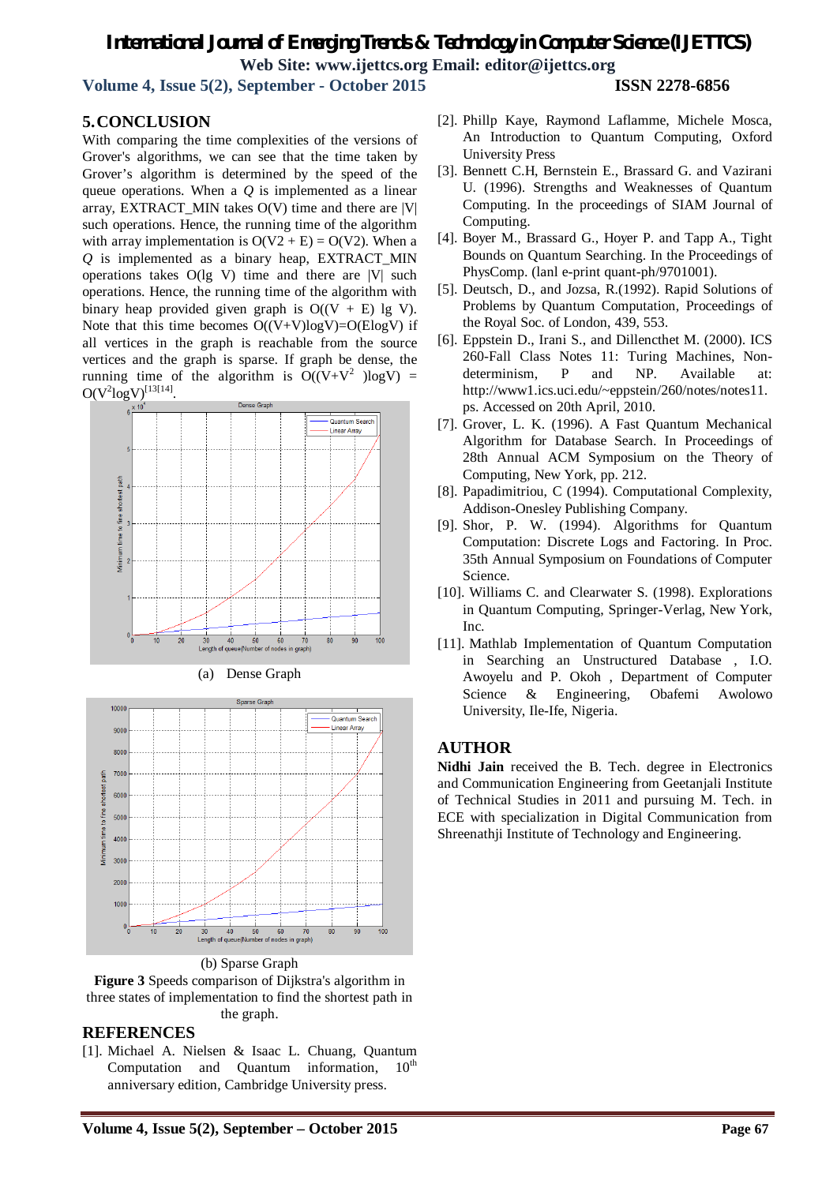## 5. CONCLUSION

With comparing the time complexities of the versions of Grover's algorithms, we can see that the time taken by Grover's algorithm is determined by the speed of the queue operations. When a $Q$ is implemented as a linear array, EXTRACT_MIN takes O(V) time and there are |V| such operations. Hence, the running time of the algorithm with array implementation is O(V2 + E) = O(V2). When a $Q$ is implemented as a binary heap, EXTRACT_MIN operations takes O(lg V) time and there are |V| such operations. Hence, the running time of the algorithm with binary heap provided given graph is O((V + E) lg V). Note that this time becomes O((V+V)logV)=O(ElogV) if all vertices in the graph is reachable from the source vertices and the graph is sparse. If graph be dense, the running time of the algorithm is $O((V+V^2)\log V) = O(V^2 \log V)$[13][14].

Dense Graph

$\times 10^4$

Quantum Search

Linear Array

Minimum time to fine shortest path

Length of queue(Number of nodes in graph)

0 1 2 3 4 5 6

0 10 20 30 40 50 60 70 80 90 100

(a) Dense Graph

Sparse Graph

Quantum Search

Linear Array

Minimum time to fine shortest path

Length of queue(Number of nodes in graph)

0 1000 2000 3000 4000 5000 6000 7000 8000 9000 10000

0 10 20 30 40 50 60 70 80 90 100

(b) Sparse Graph

**Figure 3** Speeds comparison of Dijkstra's algorithm in three states of implementation to find the shortest path in the graph.

## REFERENCES

[1]. Michael A. Nielsen & Isaac L. Chuang, Quantum Computation and Quantum information, 10th anniversary edition, Cambridge University press.

[2]. Phillp Kaye, Raymond Laflamme, Michele Mosca, An Introduction to Quantum Computing, Oxford University Press

[3]. Bennett C.H, Bernstein E., Brassard G. and Vazirani U. (1996). Strengths and Weaknesses of Quantum Computing. In the proceedings of SIAM Journal of Computing.

[4]. Boyer M., Brassard G., Hoyer P. and Tapp A., Tight Bounds on Quantum Searching. In the Proceedings of PhysComp. (lanl e-print quant-ph/9701001).

[5]. Deutsch, D., and Jozsa, R.(1992). Rapid Solutions of Problems by Quantum Computation, Proceedings of the Royal Soc. of London, 439, 553.

[6]. Eppstein D., Irani S., and Dillencthet M. (2000). ICS 260-Fall Class Notes 11: Turing Machines, Non-determinism, P and NP. Available at: http://www1.ics.uci.edu/~eppstein/260/notes/notes11.ps. Accessed on 20th April, 2010.

[7]. Grover, L. K. (1996). A Fast Quantum Mechanical Algorithm for Database Search. In Proceedings of 28th Annual ACM Symposium on the Theory of Computing, New York, pp. 212.

[8]. Papadimitriou, C (1994). Computational Complexity, Addison-Onesley Publishing Company.

[9]. Shor, P. W. (1994). Algorithms for Quantum Computation: Discrete Logs and Factoring. In Proc. 35th Annual Symposium on Foundations of Computer Science.

[10]. Williams C. and Clearwater S. (1998). Explorations in Quantum Computing, Springer-Verlag, New York, Inc.

[11]. Mathlab Implementation of Quantum Computation in Searching an Unstructured Database , I.O. Awoyelu and P. Okoh , Department of Computer Science & Engineering, Obafemi Awolowo University, Ile-Ife, Nigeria.

## AUTHOR

**Nidhi Jain** received the B. Tech. degree in Electronics and Communication Engineering from Geetanjali Institute of Technical Studies in 2011 and pursuing M. Tech. in ECE with specialization in Digital Communication from Shreenathji Institute of Technology and Engineering.